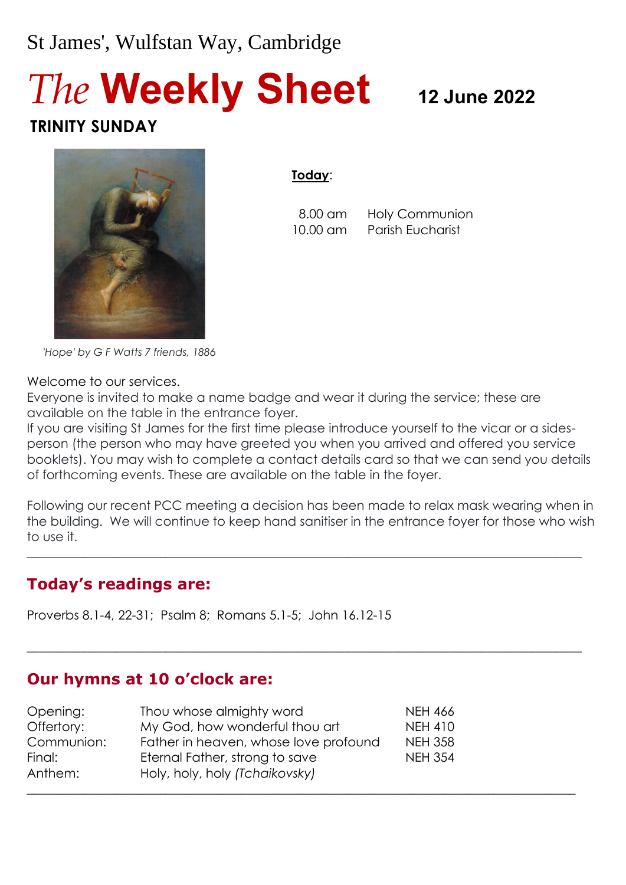St James', Wulfstan Way, Cambridge

# *The* Weekly Sheet

**12 June 2022**

**TRINITY SUNDAY**

*'Hope' by G F Watts 7 friends, 1886*

**Today**:

| | |
|---|---|
| 8.00 am | Holy Communion |
| 10.00 am | Parish Eucharist |

Welcome to our services.
Everyone is invited to make a name badge and wear it during the service; these are available on the table in the entrance foyer.
If you are visiting St James for the first time please introduce yourself to the vicar or a sides-person (the person who may have greeted you when you arrived and offered you service booklets). You may wish to complete a contact details card so that we can send you details of forthcoming events. These are available on the table in the foyer.

Following our recent PCC meeting a decision has been made to relax mask wearing when in the building. We will continue to keep hand sanitiser in the entrance foyer for those who wish to use it.

---

## Today's readings are:

Proverbs 8.1-4, 22-31; Psalm 8; Romans 5.1-5; John 16.12-15

---

## Our hymns at 10 o'clock are:

| | | |
|---|---|---|
| Opening: | Thou whose almighty word | NEH 466 |
| Offertory: | My God, how wonderful thou art | NEH 410 |
| Communion: | Father in heaven, whose love profound | NEH 358 |
| Final: | Eternal Father, strong to save | NEH 354 |
| Anthem: | Holy, holy, holy *(Tchaikovsky)* | |

---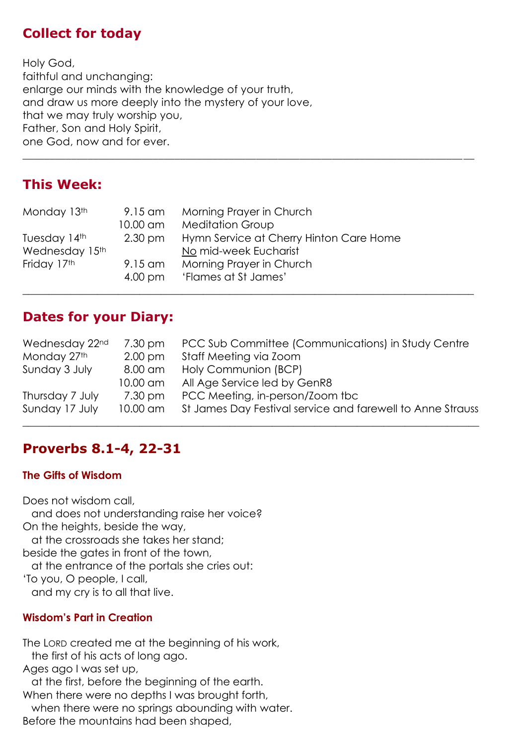## Collect for today

Holy God,
faithful and unchanging:
enlarge our minds with the knowledge of your truth,
and draw us more deeply into the mystery of your love,
that we may truly worship you,
Father, Son and Holy Spirit,
one God, now and for ever.

---

## This Week:

| | | |
|---|---|---|
| Monday 13th | 9.15 am | Morning Prayer in Church |
| | 10.00 am | Meditation Group |
| Tuesday 14th | 2.30 pm | Hymn Service at Cherry Hinton Care Home |
| Wednesday 15th | | No mid-week Eucharist |
| Friday 17th | 9.15 am | Morning Prayer in Church |
| | 4.00 pm | 'Flames at St James' |

---

## Dates for your Diary:

| | | |
|---|---|---|
| Wednesday 22nd | 7.30 pm | PCC Sub Committee (Communications) in Study Centre |
| Monday 27th | 2.00 pm | Staff Meeting via Zoom |
| Sunday 3 July | 8.00 am | Holy Communion (BCP) |
| | 10.00 am | All Age Service led by GenR8 |
| Thursday 7 July | 7.30 pm | PCC Meeting, in-person/Zoom tbc |
| Sunday 17 July | 10.00 am | St James Day Festival service and farewell to Anne Strauss |

---

## Proverbs 8.1-4, 22-31

### The Gifts of Wisdom

Does not wisdom call,
  and does not understanding raise her voice?
On the heights, beside the way,
  at the crossroads she takes her stand;
beside the gates in front of the town,
  at the entrance of the portals she cries out:
'To you, O people, I call,
  and my cry is to all that live.

### Wisdom's Part in Creation

The LORD created me at the beginning of his work,
  the first of his acts of long ago.
Ages ago I was set up,
  at the first, before the beginning of the earth.
When there were no depths I was brought forth,
  when there were no springs abounding with water.
Before the mountains had been shaped,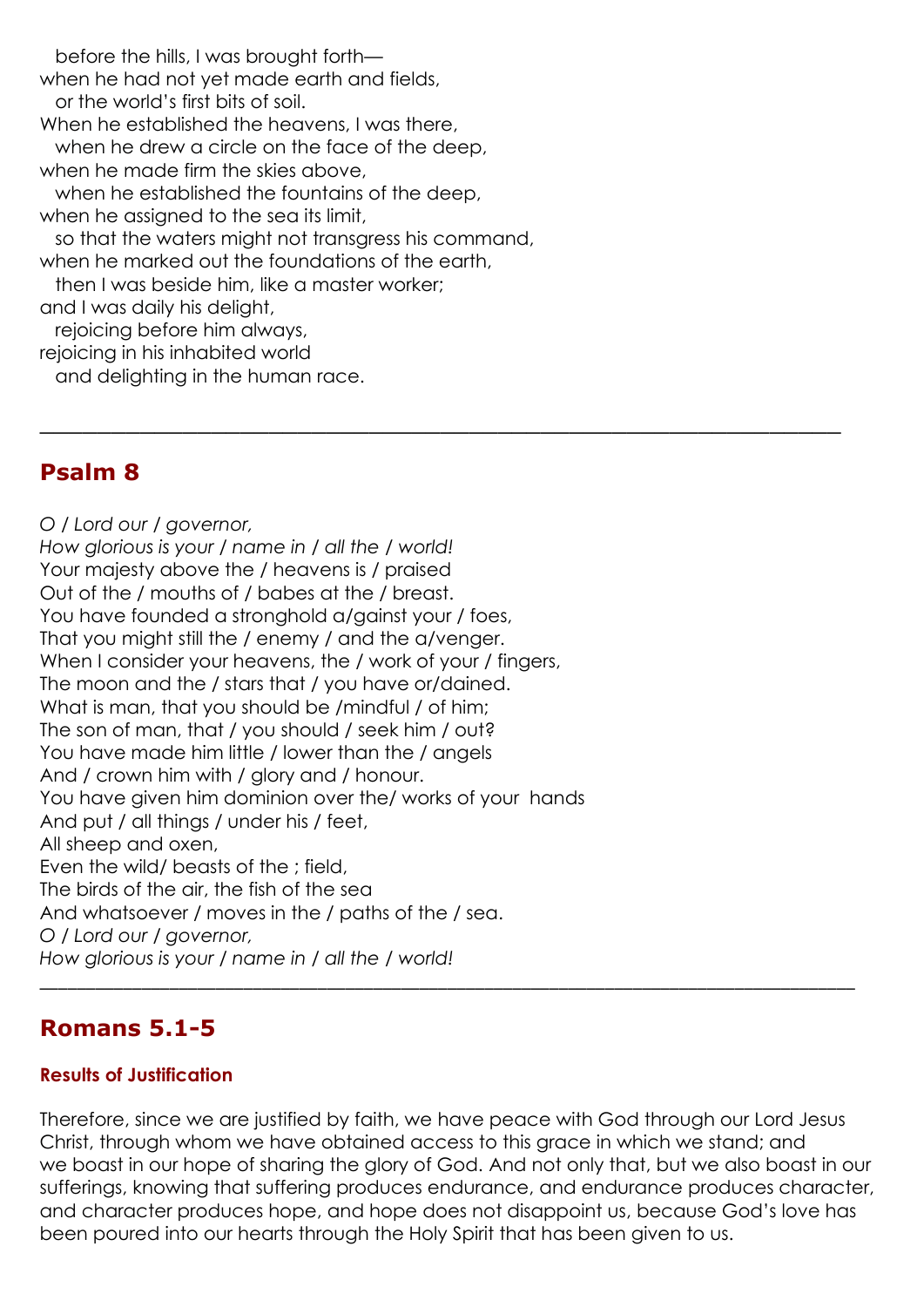before the hills, I was brought forth—  
when he had not yet made earth and fields,  
or the world's first bits of soil.  
When he established the heavens, I was there,  
when he drew a circle on the face of the deep,  
when he made firm the skies above,  
when he established the fountains of the deep,  
when he assigned to the sea its limit,  
so that the waters might not transgress his command,  
when he marked out the foundations of the earth,  
then I was beside him, like a master worker;  
and I was daily his delight,  
rejoicing before him always,  
rejoicing in his inhabited world  
and delighting in the human race.

---

## Psalm 8

*O / Lord our / governor,*  
*How glorious is your / name in / all the / world!*  
Your majesty above the / heavens is / praised  
Out of the / mouths of / babes at the / breast.  
You have founded a stronghold a/gainst your / foes,  
That you might still the / enemy / and the a/venger.  
When I consider your heavens, the / work of your / fingers,  
The moon and the / stars that / you have or/dained.  
What is man, that you should be /mindful / of him;  
The son of man, that / you should / seek him / out?  
You have made him little / lower than the / angels  
And / crown him with / glory and / honour.  
You have given him dominion over the/ works of your  hands  
And put / all things / under his / feet,  
All sheep and oxen,  
Even the wild/ beasts of the ; field,  
The birds of the air, the fish of the sea  
And whatsoever / moves in the / paths of the / sea.  
*O / Lord our / governor,*  
*How glorious is your / name in / all the / world!*

---

## Romans 5.1-5

#### Results of Justification

Therefore, since we are justified by faith, we have peace with God through our Lord Jesus Christ, through whom we have obtained access to this grace in which we stand; and we boast in our hope of sharing the glory of God. And not only that, but we also boast in our sufferings, knowing that suffering produces endurance, and endurance produces character, and character produces hope, and hope does not disappoint us, because God's love has been poured into our hearts through the Holy Spirit that has been given to us.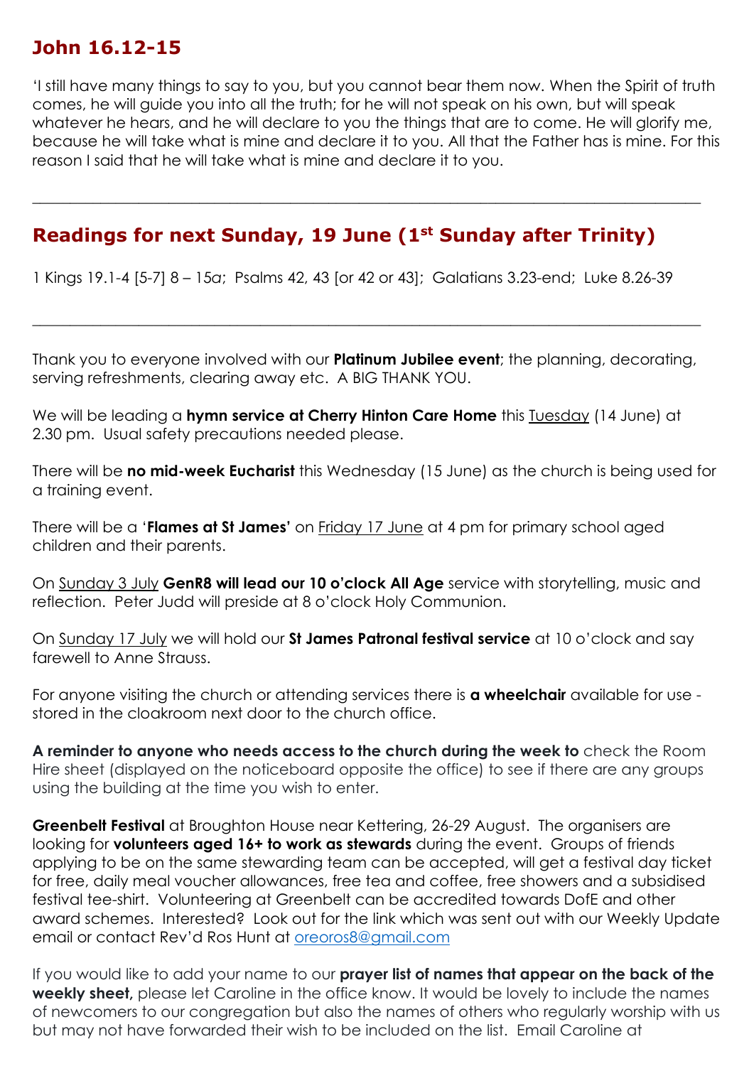## John 16.12-15

'I still have many things to say to you, but you cannot bear them now. When the Spirit of truth comes, he will guide you into all the truth; for he will not speak on his own, but will speak whatever he hears, and he will declare to you the things that are to come. He will glorify me, because he will take what is mine and declare it to you. All that the Father has is mine. For this reason I said that he will take what is mine and declare it to you.

---

## Readings for next Sunday, 19 June (1st Sunday after Trinity)

1 Kings 19.1-4 [5-7] 8 – 15*a*;  Psalms 42, 43 [or 42 or 43];  Galatians 3.23-end;  Luke 8.26-39

---

Thank you to everyone involved with our **Platinum Jubilee event**; the planning, decorating, serving refreshments, clearing away etc.  A BIG THANK YOU.

We will be leading a **hymn service at Cherry Hinton Care Home** this Tuesday (14 June) at 2.30 pm.  Usual safety precautions needed please.

There will be **no mid-week Eucharist** this Wednesday (15 June) as the church is being used for a training event.

There will be a '**Flames at St James'** on Friday 17 June at 4 pm for primary school aged children and their parents.

On Sunday 3 July **GenR8 will lead our 10 o'clock All Age** service with storytelling, music and reflection.  Peter Judd will preside at 8 o'clock Holy Communion.

On Sunday 17 July we will hold our **St James Patronal festival service** at 10 o'clock and say farewell to Anne Strauss.

For anyone visiting the church or attending services there is **a wheelchair** available for use - stored in the cloakroom next door to the church office.

**A reminder to anyone who needs access to the church during the week to** check the Room Hire sheet (displayed on the noticeboard opposite the office) to see if there are any groups using the building at the time you wish to enter.

**Greenbelt Festival** at Broughton House near Kettering, 26-29 August.  The organisers are looking for **volunteers aged 16+ to work as stewards** during the event.  Groups of friends applying to be on the same stewarding team can be accepted, will get a festival day ticket for free, daily meal voucher allowances, free tea and coffee, free showers and a subsidised festival tee-shirt.  Volunteering at Greenbelt can be accredited towards DofE and other award schemes.  Interested?  Look out for the link which was sent out with our Weekly Update email or contact Rev'd Ros Hunt at oreoros8@gmail.com

If you would like to add your name to our **prayer list of names that appear on the back of the weekly sheet,** please let Caroline in the office know. It would be lovely to include the names of newcomers to our congregation but also the names of others who regularly worship with us but may not have forwarded their wish to be included on the list.  Email Caroline at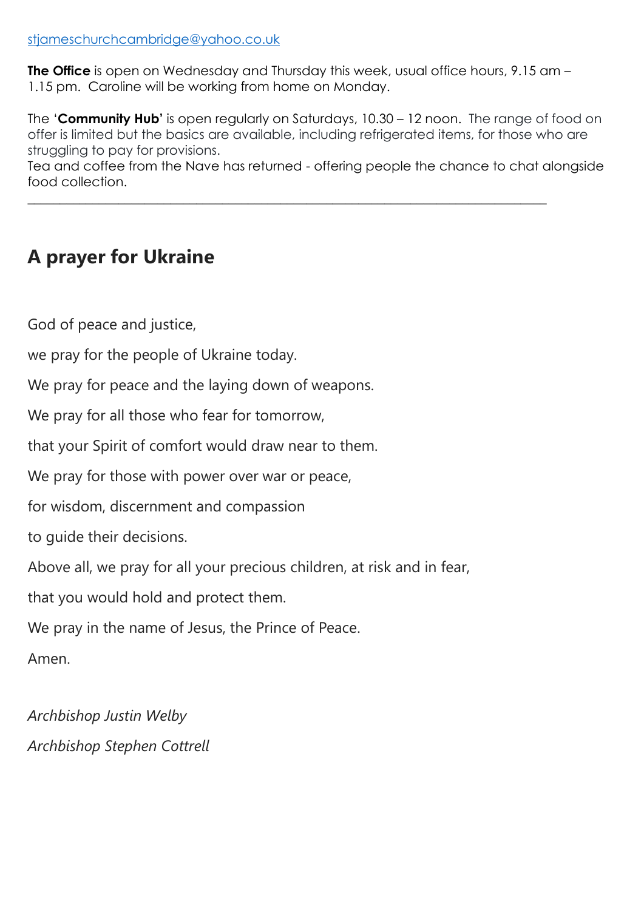stjameschurchcambridge@yahoo.co.uk

**The Office** is open on Wednesday and Thursday this week, usual office hours, 9.15 am – 1.15 pm. Caroline will be working from home on Monday.

The '**Community Hub'** is open regularly on Saturdays, 10.30 – 12 noon. The range of food on offer is limited but the basics are available, including refrigerated items, for those who are struggling to pay for provisions.
Tea and coffee from the Nave has returned - offering people the chance to chat alongside food collection.

---

## A prayer for Ukraine

God of peace and justice,

we pray for the people of Ukraine today.

We pray for peace and the laying down of weapons.

We pray for all those who fear for tomorrow,

that your Spirit of comfort would draw near to them.

We pray for those with power over war or peace,

for wisdom, discernment and compassion

to guide their decisions.

Above all, we pray for all your precious children, at risk and in fear,

that you would hold and protect them.

We pray in the name of Jesus, the Prince of Peace.

Amen.

*Archbishop Justin Welby*

*Archbishop Stephen Cottrell*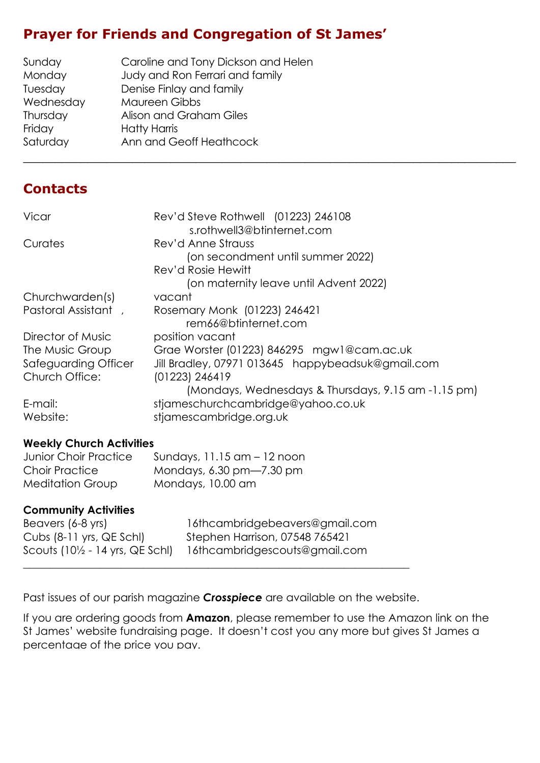## Prayer for Friends and Congregation of St James'

| | |
|---|---|
| Sunday | Caroline and Tony Dickson and Helen |
| Monday | Judy and Ron Ferrari and family |
| Tuesday | Denise Finlay and family |
| Wednesday | Maureen Gibbs |
| Thursday | Alison and Graham Giles |
| Friday | Hatty Harris |
| Saturday | Ann and Geoff Heathcock |

---

## Contacts

| | |
|---|---|
| Vicar | Rev'd Steve Rothwell (01223) 246108 s.rothwell3@btinternet.com |
| Curates | Rev'd Anne Strauss (on secondment until summer 2022) Rev'd Rosie Hewitt (on maternity leave until Advent 2022) |
| Churchwarden(s) | vacant |
| Pastoral Assistant , | Rosemary Monk (01223) 246421 rem66@btinternet.com |
| Director of Music | position vacant |
| The Music Group | Grae Worster (01223) 846295 mgw1@cam.ac.uk |
| Safeguarding Officer | Jill Bradley, 07971 013645 happybeadsuk@gmail.com |
| Church Office: | (01223) 246419 (Mondays, Wednesdays & Thursdays, 9.15 am -1.15 pm) |
| E-mail: | stjameschurchcambridge@yahoo.co.uk |
| Website: | stjamescambridge.org.uk |

### Weekly Church Activities

| | |
|---|---|
| Junior Choir Practice | Sundays, 11.15 am – 12 noon |
| Choir Practice | Mondays, 6.30 pm—7.30 pm |
| Meditation Group | Mondays, 10.00 am |

### Community Activities

| | |
|---|---|
| Beavers (6-8 yrs) | 16thcambridgebeavers@gmail.com |
| Cubs (8-11 yrs, QE Schl) | Stephen Harrison, 07548 765421 |
| Scouts (10½ - 14 yrs, QE Schl) | 16thcambridgescouts@gmail.com |

---

Past issues of our parish magazine ***Crosspiece*** are available on the website.

If you are ordering goods from **Amazon**, please remember to use the Amazon link on the St James' website fundraising page. It doesn't cost you any more but gives St James a percentage of the price you pay.